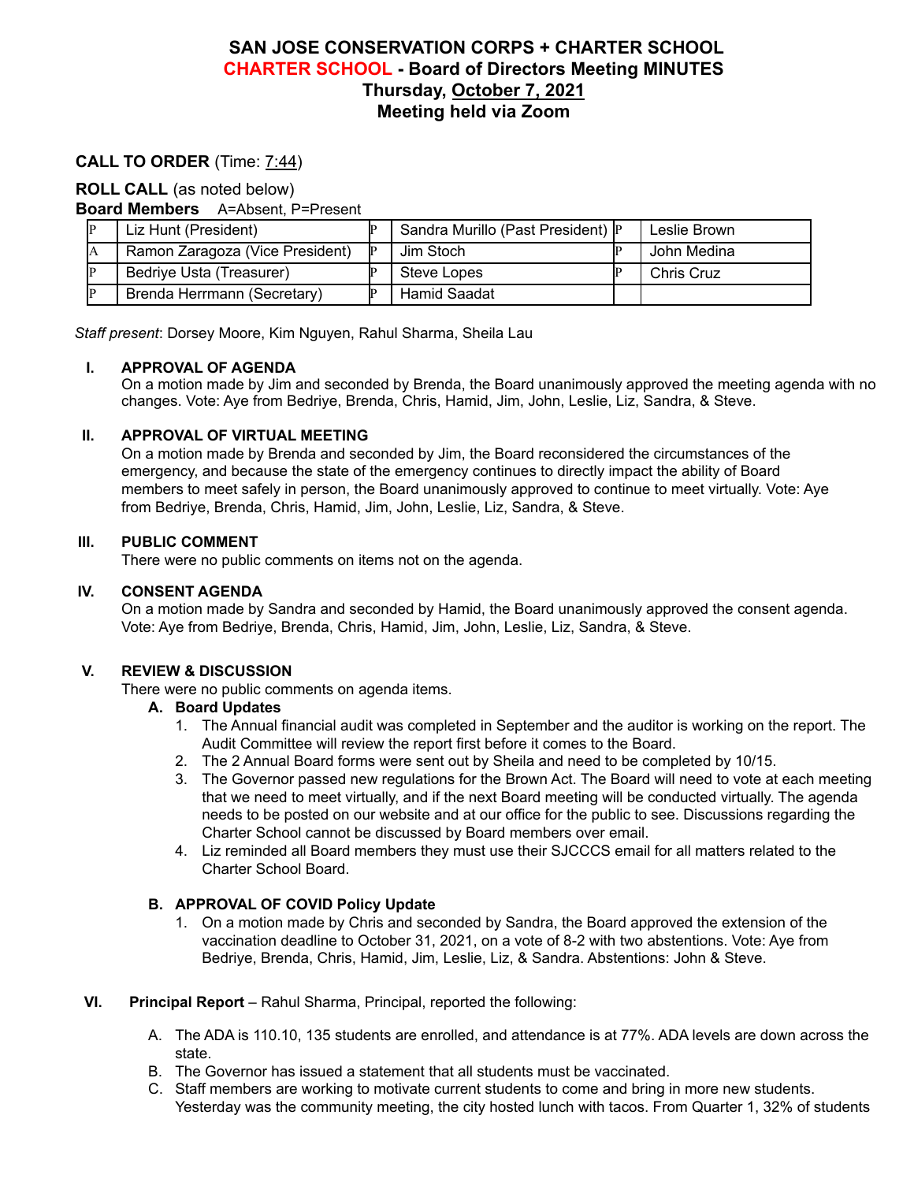# SAN JOSE CONSERVATION CORPS + CHARTER SCHOOL
## CHARTER SCHOOL - Board of Directors Meeting MINUTES
## Thursday, October 7, 2021
## Meeting held via Zoom

**CALL TO ORDER** (Time: 7:44)

**ROLL CALL** (as noted below)

**Board Members** A=Absent, P=Present

| | | | | | |
|---|---|---|---|---|---|
| P | Liz Hunt (President) | P | Sandra Murillo (Past President) | P | Leslie Brown |
| A | Ramon Zaragoza (Vice President) | P | Jim Stoch | P | John Medina |
| P | Bedriye Usta (Treasurer) | P | Steve Lopes | P | Chris Cruz |
| P | Brenda Herrmann (Secretary) | P | Hamid Saadat | | |

*Staff present*: Dorsey Moore, Kim Nguyen, Rahul Sharma, Sheila Lau

**I. APPROVAL OF AGENDA**

On a motion made by Jim and seconded by Brenda, the Board unanimously approved the meeting agenda with no changes. Vote: Aye from Bedriye, Brenda, Chris, Hamid, Jim, John, Leslie, Liz, Sandra, & Steve.

**II. APPROVAL OF VIRTUAL MEETING**

On a motion made by Brenda and seconded by Jim, the Board reconsidered the circumstances of the emergency, and because the state of the emergency continues to directly impact the ability of Board members to meet safely in person, the Board unanimously approved to continue to meet virtually. Vote: Aye from Bedriye, Brenda, Chris, Hamid, Jim, John, Leslie, Liz, Sandra, & Steve.

**III. PUBLIC COMMENT**

There were no public comments on items not on the agenda.

**IV. CONSENT AGENDA**

On a motion made by Sandra and seconded by Hamid, the Board unanimously approved the consent agenda. Vote: Aye from Bedriye, Brenda, Chris, Hamid, Jim, John, Leslie, Liz, Sandra, & Steve.

**V. REVIEW & DISCUSSION**

There were no public comments on agenda items.

**A. Board Updates**

1. The Annual financial audit was completed in September and the auditor is working on the report. The Audit Committee will review the report first before it comes to the Board.
2. The 2 Annual Board forms were sent out by Sheila and need to be completed by 10/15.
3. The Governor passed new regulations for the Brown Act. The Board will need to vote at each meeting that we need to meet virtually, and if the next Board meeting will be conducted virtually. The agenda needs to be posted on our website and at our office for the public to see. Discussions regarding the Charter School cannot be discussed by Board members over email.
4. Liz reminded all Board members they must use their SJCCCS email for all matters related to the Charter School Board.

**B. APPROVAL OF COVID Policy Update**

1. On a motion made by Chris and seconded by Sandra, the Board approved the extension of the vaccination deadline to October 31, 2021, on a vote of 8-2 with two abstentions. Vote: Aye from Bedriye, Brenda, Chris, Hamid, Jim, Leslie, Liz, & Sandra. Abstentions: John & Steve.

**VI. Principal Report** – Rahul Sharma, Principal, reported the following:

A. The ADA is 110.10, 135 students are enrolled, and attendance is at 77%. ADA levels are down across the state.

B. The Governor has issued a statement that all students must be vaccinated.

C. Staff members are working to motivate current students to come and bring in more new students. Yesterday was the community meeting, the city hosted lunch with tacos. From Quarter 1, 32% of students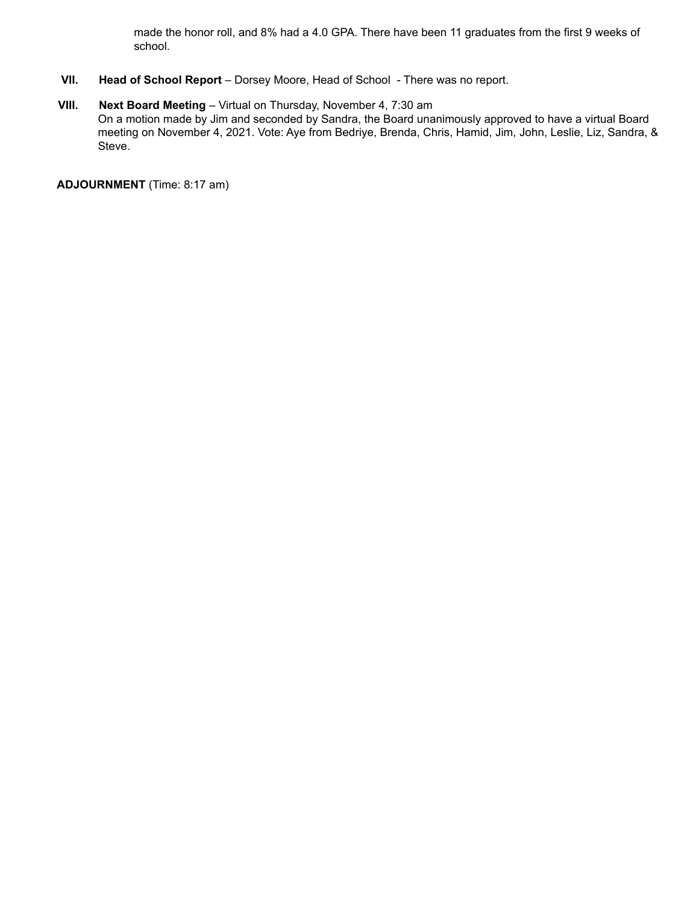made the honor roll, and 8% had a 4.0 GPA. There have been 11 graduates from the first 9 weeks of school.

**VII. Head of School Report** – Dorsey Moore, Head of School - There was no report.

**VIII. Next Board Meeting** – Virtual on Thursday, November 4, 7:30 am
On a motion made by Jim and seconded by Sandra, the Board unanimously approved to have a virtual Board meeting on November 4, 2021. Vote: Aye from Bedriye, Brenda, Chris, Hamid, Jim, John, Leslie, Liz, Sandra, & Steve.

**ADJOURNMENT** (Time: 8:17 am)